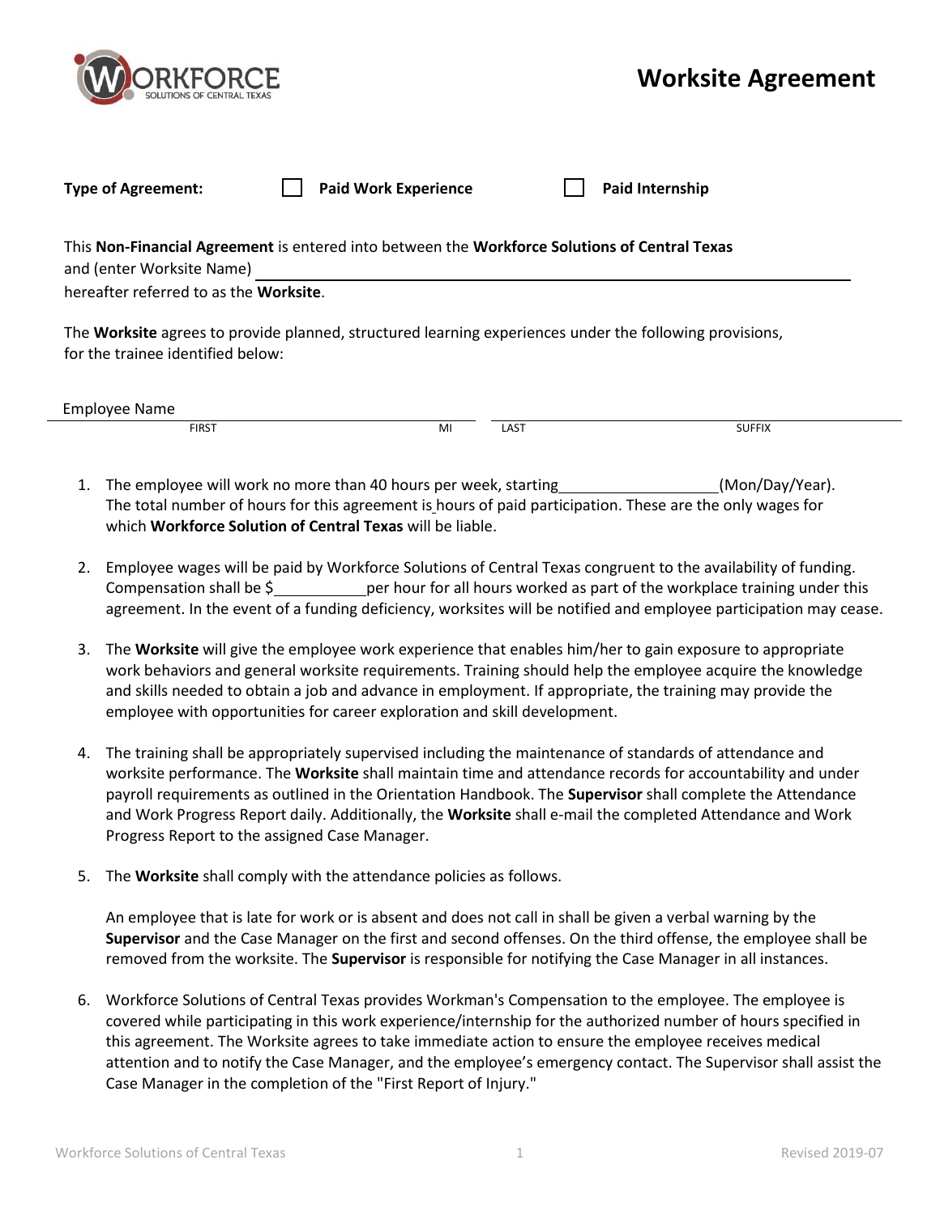# Worksite Agreement

**Type of Agreement:** ☐ **Paid Work Experience** ☐ **Paid Internship**

This **Non-Financial Agreement** is entered into between the **Workforce Solutions of Central Texas** and (enter Worksite Name) ______________________________
hereafter referred to as the **Worksite**.

The **Worksite** agrees to provide planned, structured learning experiences under the following provisions, for the trainee identified below:

Employee Name ______________________________

FIRST MI LAST SUFFIX

1. The employee will work no more than 40 hours per week, starting __________________(Mon/Day/Year). The total number of hours for this agreement is hours of paid participation. These are the only wages for which **Workforce Solution of Central Texas** will be liable.

2. Employee wages will be paid by Workforce Solutions of Central Texas congruent to the availability of funding. Compensation shall be $__________per hour for all hours worked as part of the workplace training under this agreement. In the event of a funding deficiency, worksites will be notified and employee participation may cease.

3. The **Worksite** will give the employee work experience that enables him/her to gain exposure to appropriate work behaviors and general worksite requirements. Training should help the employee acquire the knowledge and skills needed to obtain a job and advance in employment. If appropriate, the training may provide the employee with opportunities for career exploration and skill development.

4. The training shall be appropriately supervised including the maintenance of standards of attendance and worksite performance. The **Worksite** shall maintain time and attendance records for accountability and under payroll requirements as outlined in the Orientation Handbook. The **Supervisor** shall complete the Attendance and Work Progress Report daily. Additionally, the **Worksite** shall e-mail the completed Attendance and Work Progress Report to the assigned Case Manager.

5. The **Worksite** shall comply with the attendance policies as follows.

   An employee that is late for work or is absent and does not call in shall be given a verbal warning by the **Supervisor** and the Case Manager on the first and second offenses. On the third offense, the employee shall be removed from the worksite. The **Supervisor** is responsible for notifying the Case Manager in all instances.

6. Workforce Solutions of Central Texas provides Workman's Compensation to the employee. The employee is covered while participating in this work experience/internship for the authorized number of hours specified in this agreement. The Worksite agrees to take immediate action to ensure the employee receives medical attention and to notify the Case Manager, and the employee's emergency contact. The Supervisor shall assist the Case Manager in the completion of the "First Report of Injury."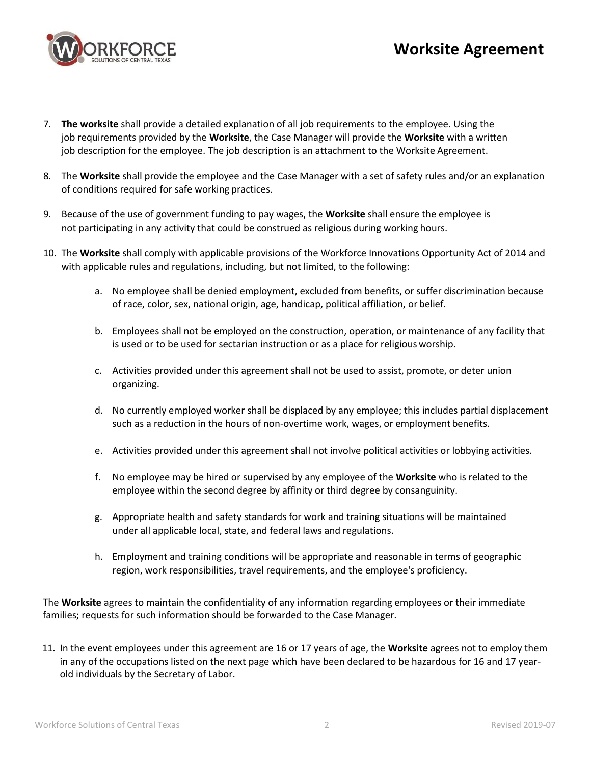7. **The worksite** shall provide a detailed explanation of all job requirements to the employee. Using the job requirements provided by the **Worksite**, the Case Manager will provide the **Worksite** with a written job description for the employee. The job description is an attachment to the Worksite Agreement.

8. The **Worksite** shall provide the employee and the Case Manager with a set of safety rules and/or an explanation of conditions required for safe working practices.

9. Because of the use of government funding to pay wages, the **Worksite** shall ensure the employee is not participating in any activity that could be construed as religious during working hours.

10. The **Worksite** shall comply with applicable provisions of the Workforce Innovations Opportunity Act of 2014 and with applicable rules and regulations, including, but not limited, to the following:

    a. No employee shall be denied employment, excluded from benefits, or suffer discrimination because of race, color, sex, national origin, age, handicap, political affiliation, or belief.

    b. Employees shall not be employed on the construction, operation, or maintenance of any facility that is used or to be used for sectarian instruction or as a place for religious worship.

    c. Activities provided under this agreement shall not be used to assist, promote, or deter union organizing.

    d. No currently employed worker shall be displaced by any employee; this includes partial displacement such as a reduction in the hours of non-overtime work, wages, or employment benefits.

    e. Activities provided under this agreement shall not involve political activities or lobbying activities.

    f. No employee may be hired or supervised by any employee of the **Worksite** who is related to the employee within the second degree by affinity or third degree by consanguinity.

    g. Appropriate health and safety standards for work and training situations will be maintained under all applicable local, state, and federal laws and regulations.

    h. Employment and training conditions will be appropriate and reasonable in terms of geographic region, work responsibilities, travel requirements, and the employee's proficiency.

The **Worksite** agrees to maintain the confidentiality of any information regarding employees or their immediate families; requests for such information should be forwarded to the Case Manager.

11. In the event employees under this agreement are 16 or 17 years of age, the **Worksite** agrees not to employ them in any of the occupations listed on the next page which have been declared to be hazardous for 16 and 17 year-old individuals by the Secretary of Labor.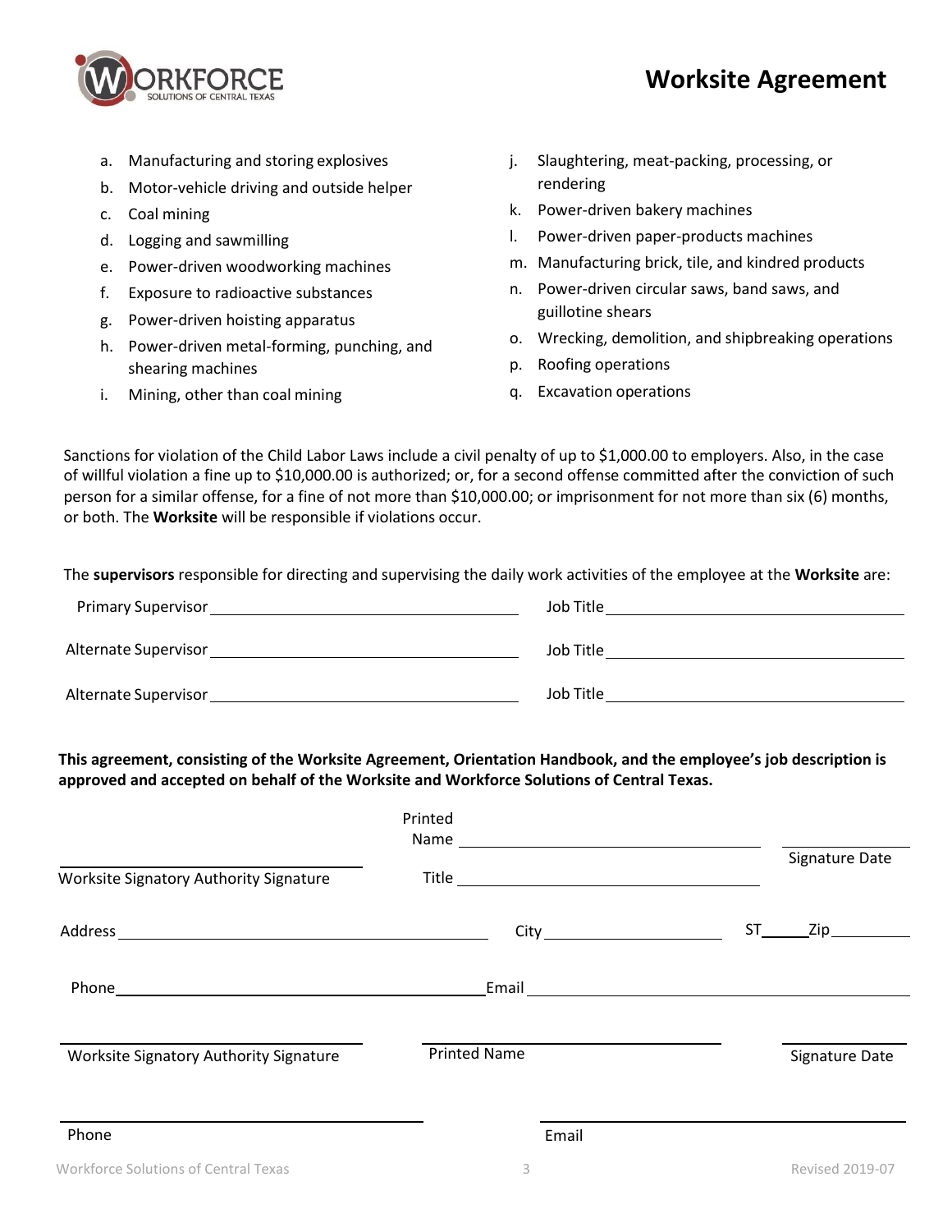# Worksite Agreement

a. Manufacturing and storing explosives
b. Motor-vehicle driving and outside helper
c. Coal mining
d. Logging and sawmilling
e. Power-driven woodworking machines
f. Exposure to radioactive substances
g. Power-driven hoisting apparatus
h. Power-driven metal-forming, punching, and shearing machines
i. Mining, other than coal mining
j. Slaughtering, meat-packing, processing, or rendering
k. Power-driven bakery machines
l. Power-driven paper-products machines
m. Manufacturing brick, tile, and kindred products
n. Power-driven circular saws, band saws, and guillotine shears
o. Wrecking, demolition, and shipbreaking operations
p. Roofing operations
q. Excavation operations

Sanctions for violation of the Child Labor Laws include a civil penalty of up to $1,000.00 to employers. Also, in the case of willful violation a fine up to $10,000.00 is authorized; or, for a second offense committed after the conviction of such person for a similar offense, for a fine of not more than $10,000.00; or imprisonment for not more than six (6) months, or both. The **Worksite** will be responsible if violations occur.

The **supervisors** responsible for directing and supervising the daily work activities of the employee at the **Worksite** are:

Primary Supervisor ______________________ Job Title ______________________

Alternate Supervisor ______________________ Job Title ______________________

Alternate Supervisor ______________________ Job Title ______________________

**This agreement, consisting of the Worksite Agreement, Orientation Handbook, and the employee's job description is approved and accepted on behalf of the Worksite and Workforce Solutions of Central Texas.**

______________________ Printed Name ______________________ ______________________
Worksite Signatory Authority Signature Title ______________________ Signature Date

Address ______________________ City ______________________ ST______Zip__________

Phone ______________________ Email ______________________

______________________ ______________________ ______________________
Worksite Signatory Authority Signature Printed Name Signature Date

______________________ ______________________
Phone Email